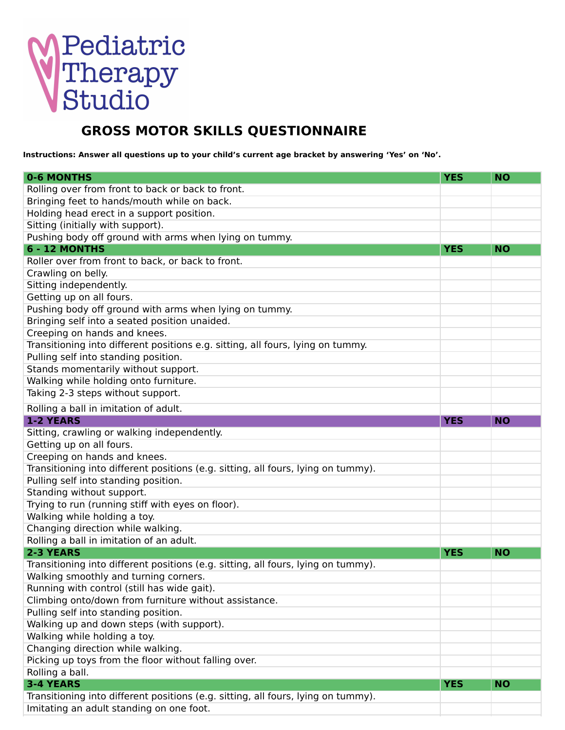Pediatric Therapy Studio

# GROSS MOTOR SKILLS QUESTIONNAIRE

**Instructions: Answer all questions up to your child's current age bracket by answering 'Yes' on 'No'.**

| **0-6 MONTHS** | **YES** | **NO** |
|---|---|---|
| Rolling over from front to back or back to front. | | |
| Bringing feet to hands/mouth while on back. | | |
| Holding head erect in a support position. | | |
| Sitting (initially with support). | | |
| Pushing body off ground with arms when lying on tummy. | | |
| **6 - 12 MONTHS** | **YES** | **NO** |
| Roller over from front to back, or back to front. | | |
| Crawling on belly. | | |
| Sitting independently. | | |
| Getting up on all fours. | | |
| Pushing body off ground with arms when lying on tummy. | | |
| Bringing self into a seated position unaided. | | |
| Creeping on hands and knees. | | |
| Transitioning into different positions e.g. sitting, all fours, lying on tummy. | | |
| Pulling self into standing position. | | |
| Stands momentarily without support. | | |
| Walking while holding onto furniture. | | |
| Taking 2-3 steps without support. | | |
| Rolling a ball in imitation of adult. | | |
| **1-2 YEARS** | **YES** | **NO** |
| Sitting, crawling or walking independently. | | |
| Getting up on all fours. | | |
| Creeping on hands and knees. | | |
| Transitioning into different positions (e.g. sitting, all fours, lying on tummy). | | |
| Pulling self into standing position. | | |
| Standing without support. | | |
| Trying to run (running stiff with eyes on floor). | | |
| Walking while holding a toy. | | |
| Changing direction while walking. | | |
| Rolling a ball in imitation of an adult. | | |
| **2-3 YEARS** | **YES** | **NO** |
| Transitioning into different positions (e.g. sitting, all fours, lying on tummy). | | |
| Walking smoothly and turning corners. | | |
| Running with control (still has wide gait). | | |
| Climbing onto/down from furniture without assistance. | | |
| Pulling self into standing position. | | |
| Walking up and down steps (with support). | | |
| Walking while holding a toy. | | |
| Changing direction while walking. | | |
| Picking up toys from the floor without falling over. | | |
| Rolling a ball. | | |
| **3-4 YEARS** | **YES** | **NO** |
| Transitioning into different positions (e.g. sitting, all fours, lying on tummy). | | |
| Imitating an adult standing on one foot. | | |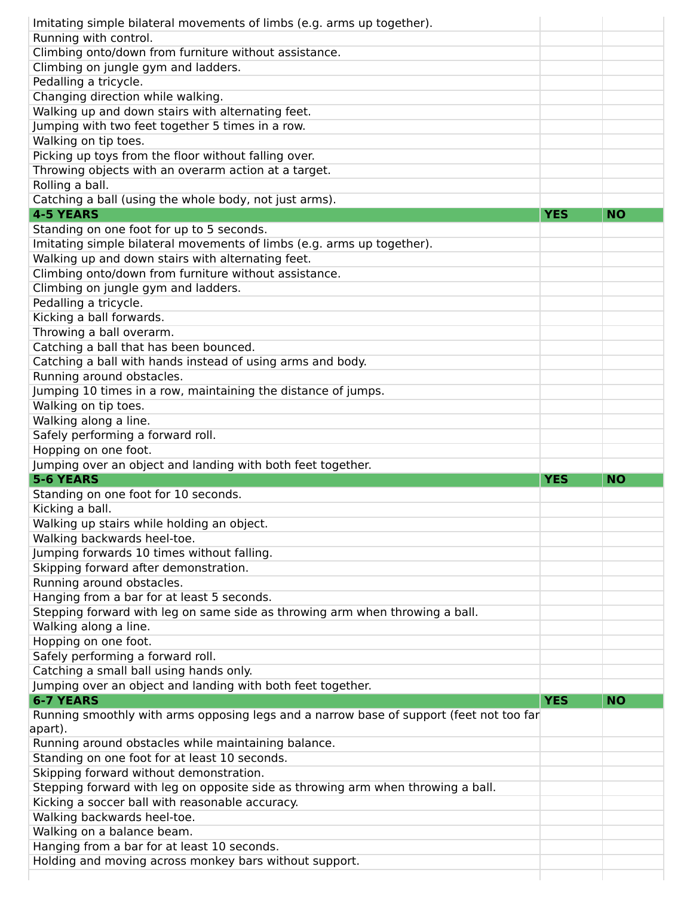| | | |
|---|---|---|
| Imitating simple bilateral movements of limbs (e.g. arms up together). | | |
| Running with control. | | |
| Climbing onto/down from furniture without assistance. | | |
| Climbing on jungle gym and ladders. | | |
| Pedalling a tricycle. | | |
| Changing direction while walking. | | |
| Walking up and down stairs with alternating feet. | | |
| Jumping with two feet together 5 times in a row. | | |
| Walking on tip toes. | | |
| Picking up toys from the floor without falling over. | | |
| Throwing objects with an overarm action at a target. | | |
| Rolling a ball. | | |
| Catching a ball (using the whole body, not just arms). | | |
| **4-5 YEARS** | **YES** | **NO** |
| Standing on one foot for up to 5 seconds. | | |
| Imitating simple bilateral movements of limbs (e.g. arms up together). | | |
| Walking up and down stairs with alternating feet. | | |
| Climbing onto/down from furniture without assistance. | | |
| Climbing on jungle gym and ladders. | | |
| Pedalling a tricycle. | | |
| Kicking a ball forwards. | | |
| Throwing a ball overarm. | | |
| Catching a ball that has been bounced. | | |
| Catching a ball with hands instead of using arms and body. | | |
| Running around obstacles. | | |
| Jumping 10 times in a row, maintaining the distance of jumps. | | |
| Walking on tip toes. | | |
| Walking along a line. | | |
| Safely performing a forward roll. | | |
| Hopping on one foot. | | |
| Jumping over an object and landing with both feet together. | | |
| **5-6 YEARS** | **YES** | **NO** |
| Standing on one foot for 10 seconds. | | |
| Kicking a ball. | | |
| Walking up stairs while holding an object. | | |
| Walking backwards heel-toe. | | |
| Jumping forwards 10 times without falling. | | |
| Skipping forward after demonstration. | | |
| Running around obstacles. | | |
| Hanging from a bar for at least 5 seconds. | | |
| Stepping forward with leg on same side as throwing arm when throwing a ball. | | |
| Walking along a line. | | |
| Hopping on one foot. | | |
| Safely performing a forward roll. | | |
| Catching a small ball using hands only. | | |
| Jumping over an object and landing with both feet together. | | |
| **6-7 YEARS** | **YES** | **NO** |
| Running smoothly with arms opposing legs and a narrow base of support (feet not too far apart). | | |
| Running around obstacles while maintaining balance. | | |
| Standing on one foot for at least 10 seconds. | | |
| Skipping forward without demonstration. | | |
| Stepping forward with leg on opposite side as throwing arm when throwing a ball. | | |
| Kicking a soccer ball with reasonable accuracy. | | |
| Walking backwards heel-toe. | | |
| Walking on a balance beam. | | |
| Hanging from a bar for at least 10 seconds. | | |
| Holding and moving across monkey bars without support. | | |
| | | |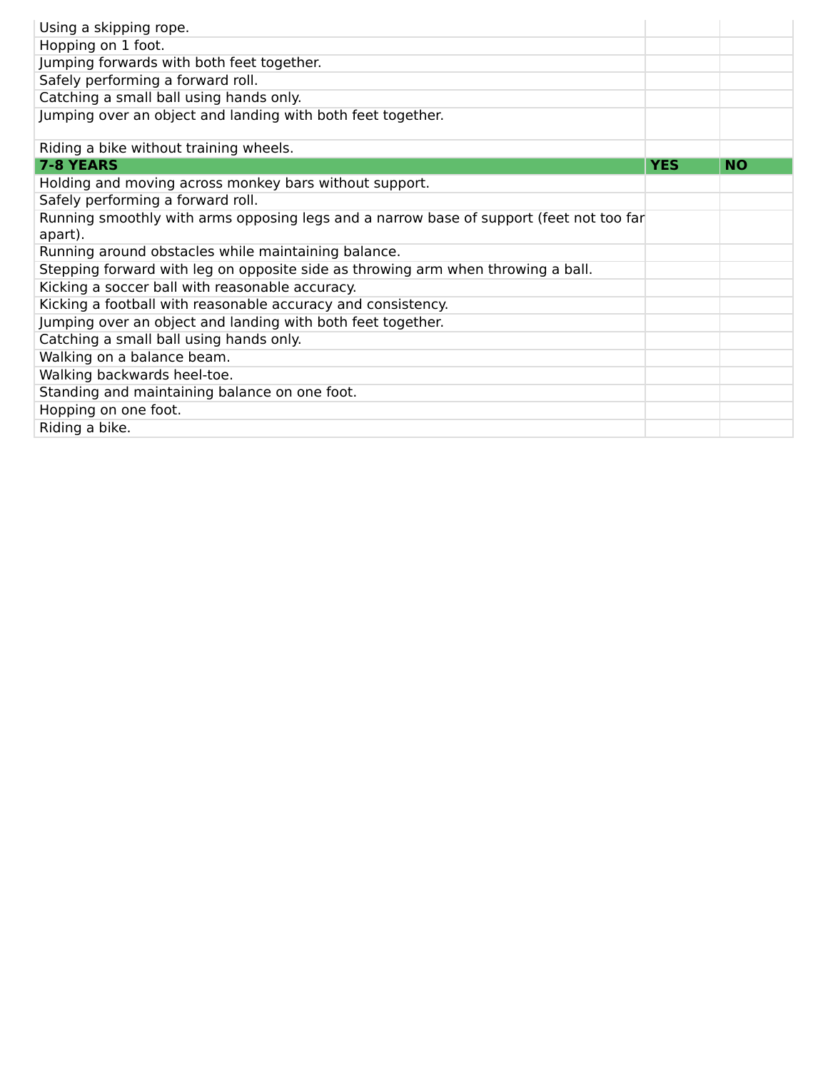| | | |
|---|---|---|
| Using a skipping rope. | | |
| Hopping on 1 foot. | | |
| Jumping forwards with both feet together. | | |
| Safely performing a forward roll. | | |
| Catching a small ball using hands only. | | |
| Jumping over an object and landing with both feet together. | | |
| Riding a bike without training wheels. | | |
| **7-8 YEARS** | **YES** | **NO** |
| Holding and moving across monkey bars without support. | | |
| Safely performing a forward roll. | | |
| Running smoothly with arms opposing legs and a narrow base of support (feet not too far apart). | | |
| Running around obstacles while maintaining balance. | | |
| Stepping forward with leg on opposite side as throwing arm when throwing a ball. | | |
| Kicking a soccer ball with reasonable accuracy. | | |
| Kicking a football with reasonable accuracy and consistency. | | |
| Jumping over an object and landing with both feet together. | | |
| Catching a small ball using hands only. | | |
| Walking on a balance beam. | | |
| Walking backwards heel-toe. | | |
| Standing and maintaining balance on one foot. | | |
| Hopping on one foot. | | |
| Riding a bike. | | |